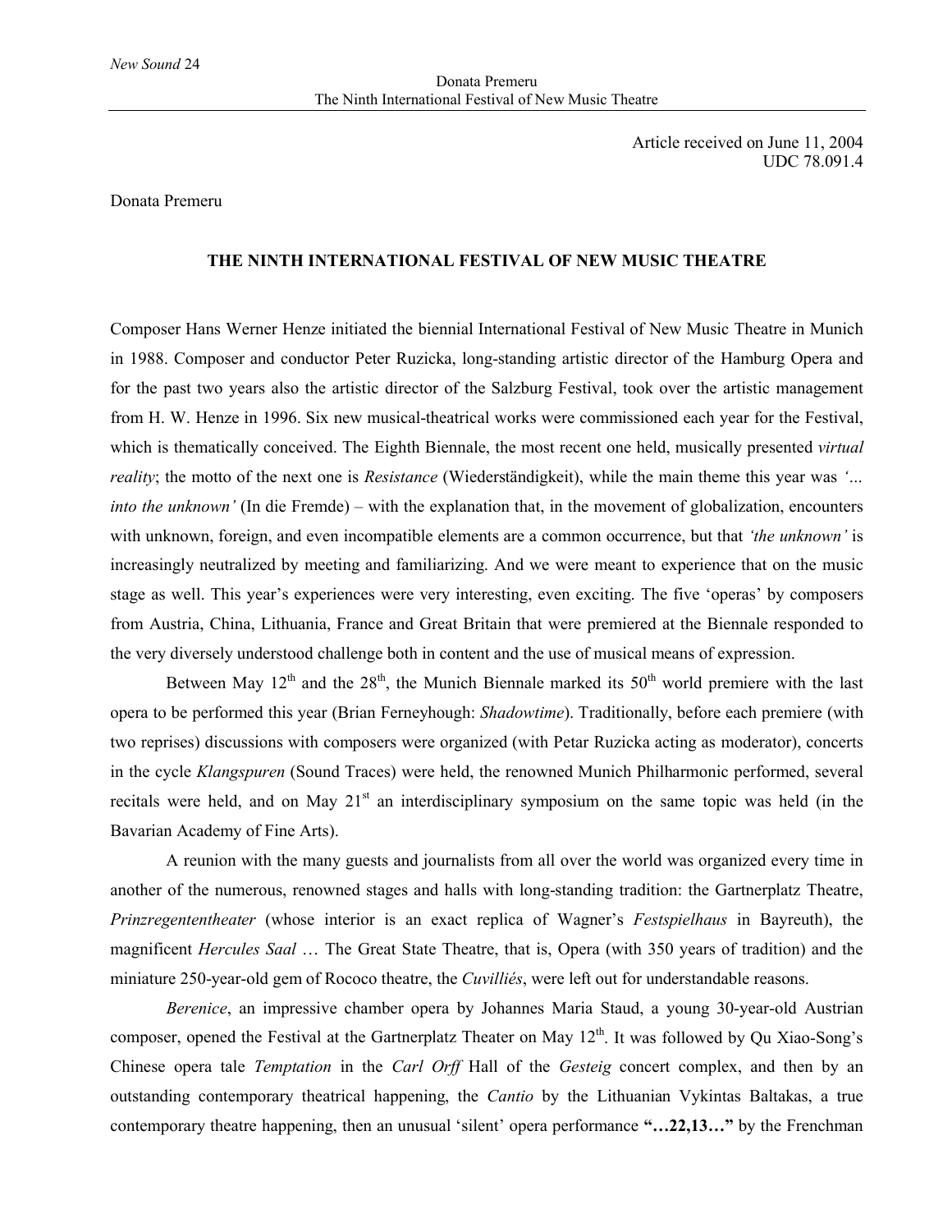Article received on June 11, 2004
UDC 78.091.4

Donata Premeru

## THE NINTH INTERNATIONAL FESTIVAL OF NEW MUSIC THEATRE

Composer Hans Werner Henze initiated the biennial International Festival of New Music Theatre in Munich in 1988. Composer and conductor Peter Ruzicka, long-standing artistic director of the Hamburg Opera and for the past two years also the artistic director of the Salzburg Festival, took over the artistic management from H. W. Henze in 1996. Six new musical-theatrical works were commissioned each year for the Festival, which is thematically conceived. The Eighth Biennale, the most recent one held, musically presented *virtual reality*; the motto of the next one is *Resistance* (Wiederständigkeit), while the main theme this year was *'... into the unknown'* (In die Fremde) – with the explanation that, in the movement of globalization, encounters with unknown, foreign, and even incompatible elements are a common occurrence, but that *'the unknown'* is increasingly neutralized by meeting and familiarizing. And we were meant to experience that on the music stage as well. This year's experiences were very interesting, even exciting. The five 'operas' by composers from Austria, China, Lithuania, France and Great Britain that were premiered at the Biennale responded to the very diversely understood challenge both in content and the use of musical means of expression.

Between May 12th and the 28th, the Munich Biennale marked its 50th world premiere with the last opera to be performed this year (Brian Ferneyhough: *Shadowtime*). Traditionally, before each premiere (with two reprises) discussions with composers were organized (with Petar Ruzicka acting as moderator), concerts in the cycle *Klangspuren* (Sound Traces) were held, the renowned Munich Philharmonic performed, several recitals were held, and on May 21st an interdisciplinary symposium on the same topic was held (in the Bavarian Academy of Fine Arts).

A reunion with the many guests and journalists from all over the world was organized every time in another of the numerous, renowned stages and halls with long-standing tradition: the Gartnerplatz Theatre, *Prinzregententheater* (whose interior is an exact replica of Wagner's *Festspielhaus* in Bayreuth), the magnificent *Hercules Saal* … The Great State Theatre, that is, Opera (with 350 years of tradition) and the miniature 250-year-old gem of Rococo theatre, the *Cuvilliés*, were left out for understandable reasons.

*Berenice*, an impressive chamber opera by Johannes Maria Staud, a young 30-year-old Austrian composer, opened the Festival at the Gartnerplatz Theater on May 12th. It was followed by Qu Xiao-Song's Chinese opera tale *Temptation* in the *Carl Orff* Hall of the *Gesteig* concert complex, and then by an outstanding contemporary theatrical happening, the *Cantio* by the Lithuanian Vykintas Baltakas, a true contemporary theatre happening, then an unusual 'silent' opera performance **"…22,13…"** by the Frenchman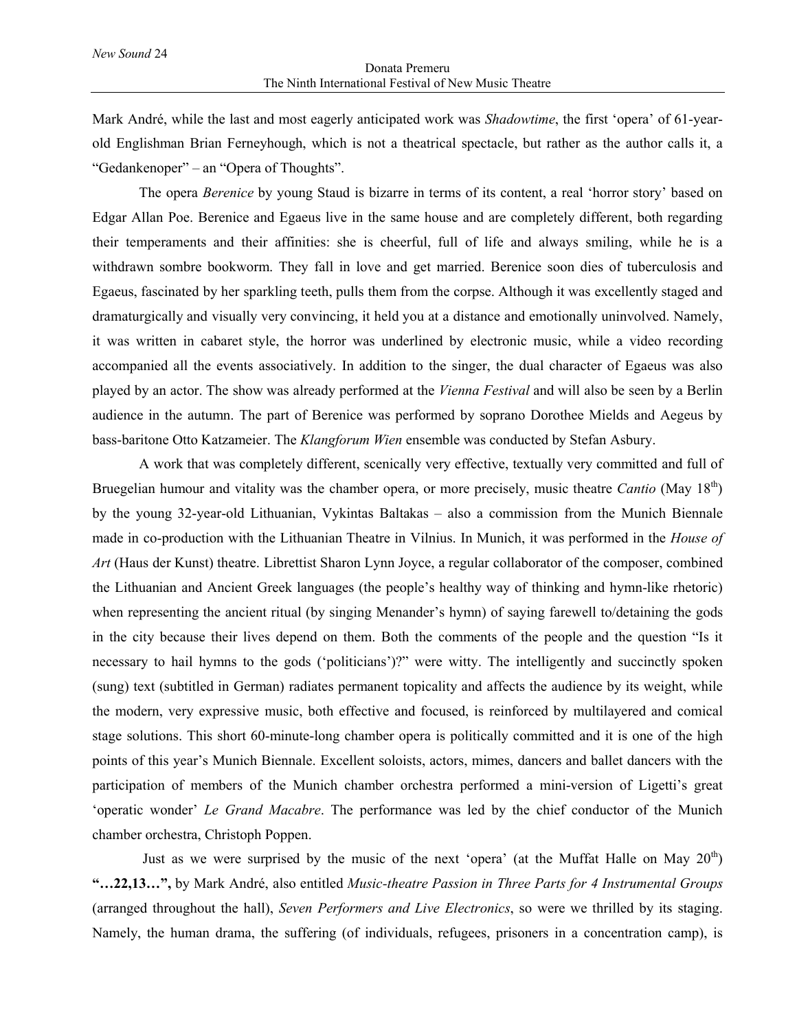Mark André, while the last and most eagerly anticipated work was *Shadowtime*, the first 'opera' of 61-year-old Englishman Brian Ferneyhough, which is not a theatrical spectacle, but rather as the author calls it, a "Gedankenoper" – an "Opera of Thoughts".

The opera *Berenice* by young Staud is bizarre in terms of its content, a real 'horror story' based on Edgar Allan Poe. Berenice and Egaeus live in the same house and are completely different, both regarding their temperaments and their affinities: she is cheerful, full of life and always smiling, while he is a withdrawn sombre bookworm. They fall in love and get married. Berenice soon dies of tuberculosis and Egaeus, fascinated by her sparkling teeth, pulls them from the corpse. Although it was excellently staged and dramaturgically and visually very convincing, it held you at a distance and emotionally uninvolved. Namely, it was written in cabaret style, the horror was underlined by electronic music, while a video recording accompanied all the events associatively. In addition to the singer, the dual character of Egaeus was also played by an actor. The show was already performed at the *Vienna Festival* and will also be seen by a Berlin audience in the autumn. The part of Berenice was performed by soprano Dorothee Mields and Aegeus by bass-baritone Otto Katzameier. The *Klangforum Wien* ensemble was conducted by Stefan Asbury.

A work that was completely different, scenically very effective, textually very committed and full of Bruegelian humour and vitality was the chamber opera, or more precisely, music theatre *Cantio* (May 18th) by the young 32-year-old Lithuanian, Vykintas Baltakas – also a commission from the Munich Biennale made in co-production with the Lithuanian Theatre in Vilnius. In Munich, it was performed in the *House of Art* (Haus der Kunst) theatre. Librettist Sharon Lynn Joyce, a regular collaborator of the composer, combined the Lithuanian and Ancient Greek languages (the people's healthy way of thinking and hymn-like rhetoric) when representing the ancient ritual (by singing Menander's hymn) of saying farewell to/detaining the gods in the city because their lives depend on them. Both the comments of the people and the question "Is it necessary to hail hymns to the gods ('politicians')?" were witty. The intelligently and succinctly spoken (sung) text (subtitled in German) radiates permanent topicality and affects the audience by its weight, while the modern, very expressive music, both effective and focused, is reinforced by multilayered and comical stage solutions. This short 60-minute-long chamber opera is politically committed and it is one of the high points of this year's Munich Biennale. Excellent soloists, actors, mimes, dancers and ballet dancers with the participation of members of the Munich chamber orchestra performed a mini-version of Ligetti's great 'operatic wonder' *Le Grand Macabre*. The performance was led by the chief conductor of the Munich chamber orchestra, Christoph Poppen.

Just as we were surprised by the music of the next 'opera' (at the Muffat Halle on May 20th) **"…22,13…",** by Mark André, also entitled *Music-theatre Passion in Three Parts for 4 Instrumental Groups* (arranged throughout the hall), *Seven Performers and Live Electronics*, so were we thrilled by its staging. Namely, the human drama, the suffering (of individuals, refugees, prisoners in a concentration camp), is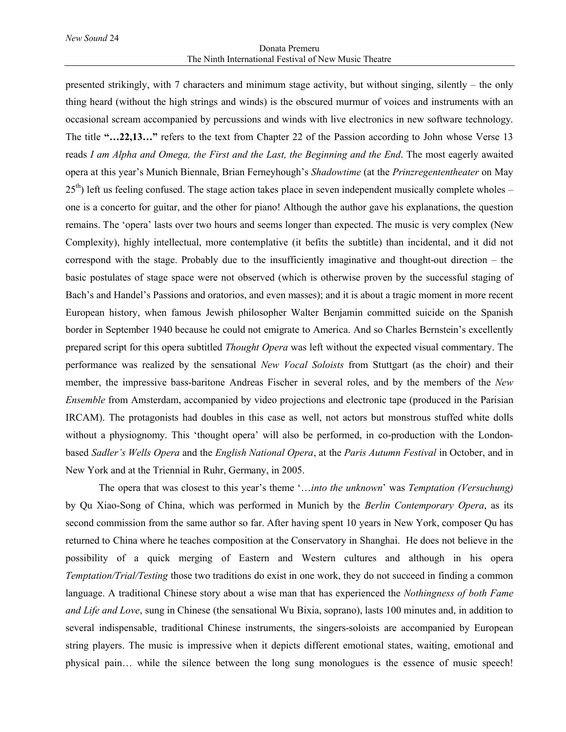presented strikingly, with 7 characters and minimum stage activity, but without singing, silently – the only thing heard (without the high strings and winds) is the obscured murmur of voices and instruments with an occasional scream accompanied by percussions and winds with live electronics in new software technology. The title **"…22,13…"** refers to the text from Chapter 22 of the Passion according to John whose Verse 13 reads *I am Alpha and Omega, the First and the Last, the Beginning and the End*. The most eagerly awaited opera at this year's Munich Biennale, Brian Ferneyhough's *Shadowtime* (at the *Prinzregententheater* on May 25th) left us feeling confused. The stage action takes place in seven independent musically complete wholes – one is a concerto for guitar, and the other for piano! Although the author gave his explanations, the question remains. The 'opera' lasts over two hours and seems longer than expected. The music is very complex (New Complexity), highly intellectual, more contemplative (it befits the subtitle) than incidental, and it did not correspond with the stage. Probably due to the insufficiently imaginative and thought-out direction – the basic postulates of stage space were not observed (which is otherwise proven by the successful staging of Bach's and Handel's Passions and oratorios, and even masses); and it is about a tragic moment in more recent European history, when famous Jewish philosopher Walter Benjamin committed suicide on the Spanish border in September 1940 because he could not emigrate to America. And so Charles Bernstein's excellently prepared script for this opera subtitled *Thought Opera* was left without the expected visual commentary. The performance was realized by the sensational *New Vocal Soloists* from Stuttgart (as the choir) and their member, the impressive bass-baritone Andreas Fischer in several roles, and by the members of the *New Ensemble* from Amsterdam, accompanied by video projections and electronic tape (produced in the Parisian IRCAM). The protagonists had doubles in this case as well, not actors but monstrous stuffed white dolls without a physiognomy. This 'thought opera' will also be performed, in co-production with the London-based *Sadler's Wells Opera* and the *English National Opera*, at the *Paris Autumn Festival* in October, and in New York and at the Triennial in Ruhr, Germany, in 2005.

The opera that was closest to this year's theme '…*into the unknown*' was *Temptation (Versuchung)* by Qu Xiao-Song of China, which was performed in Munich by the *Berlin Contemporary Opera*, as its second commission from the same author so far. After having spent 10 years in New York, composer Qu has returned to China where he teaches composition at the Conservatory in Shanghai. He does not believe in the possibility of a quick merging of Eastern and Western cultures and although in his opera *Temptation/Trial/Testing* those two traditions do exist in one work, they do not succeed in finding a common language. A traditional Chinese story about a wise man that has experienced the *Nothingness of both Fame and Life and Love*, sung in Chinese (the sensational Wu Bixia, soprano), lasts 100 minutes and, in addition to several indispensable, traditional Chinese instruments, the singers-soloists are accompanied by European string players. The music is impressive when it depicts different emotional states, waiting, emotional and physical pain… while the silence between the long sung monologues is the essence of music speech!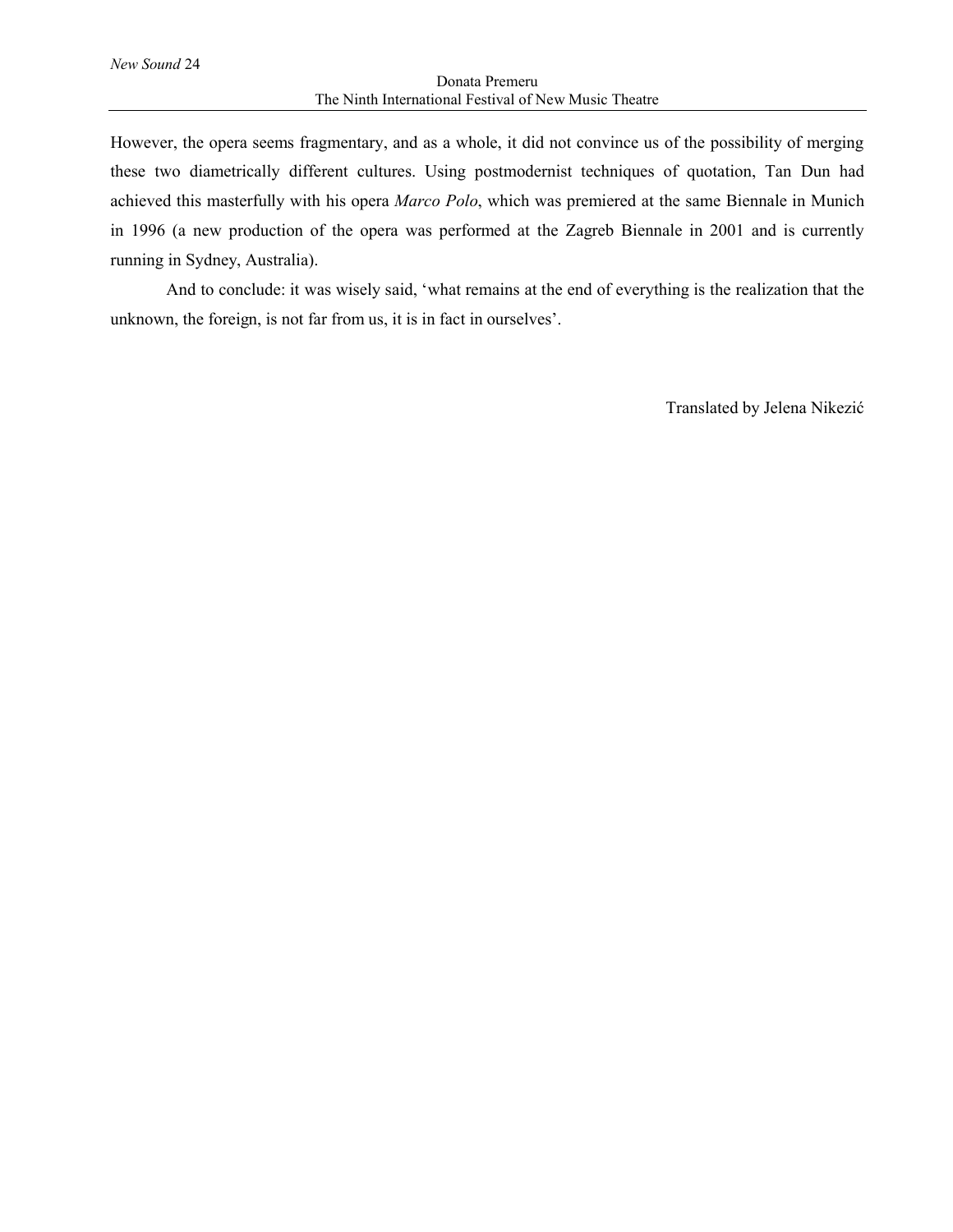However, the opera seems fragmentary, and as a whole, it did not convince us of the possibility of merging these two diametrically different cultures. Using postmodernist techniques of quotation, Tan Dun had achieved this masterfully with his opera *Marco Polo*, which was premiered at the same Biennale in Munich in 1996 (a new production of the opera was performed at the Zagreb Biennale in 2001 and is currently running in Sydney, Australia).

And to conclude: it was wisely said, 'what remains at the end of everything is the realization that the unknown, the foreign, is not far from us, it is in fact in ourselves'.

Translated by Jelena Nikezić